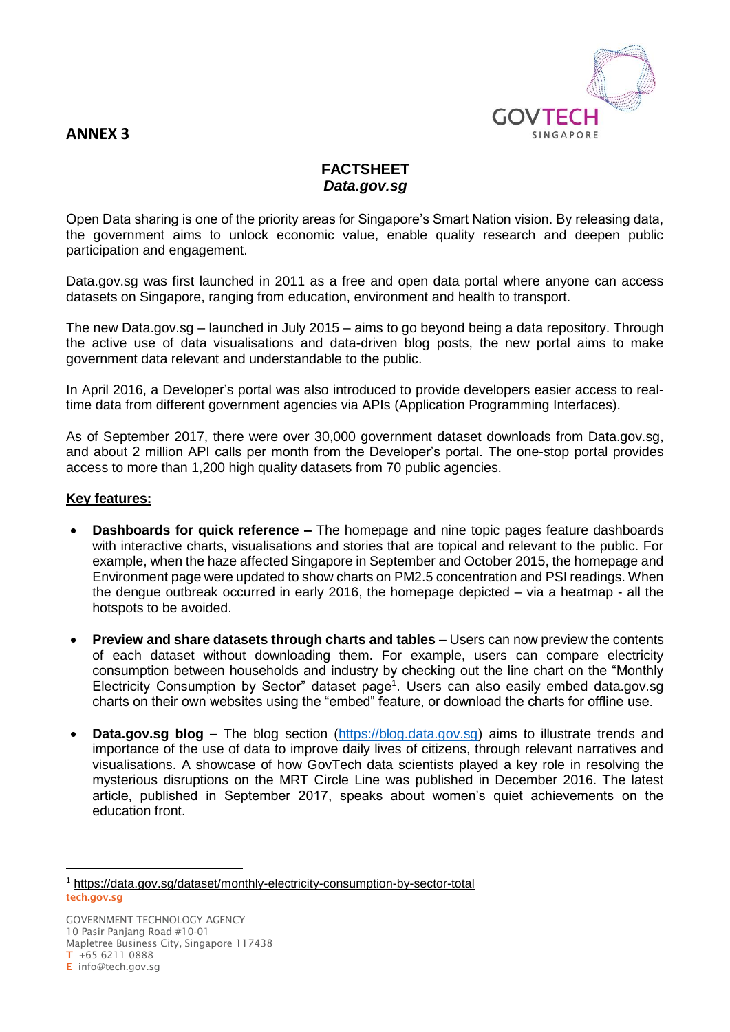**ANNEX 3**

# FACTSHEET
## *Data.gov.sg*

Open Data sharing is one of the priority areas for Singapore's Smart Nation vision. By releasing data, the government aims to unlock economic value, enable quality research and deepen public participation and engagement.

Data.gov.sg was first launched in 2011 as a free and open data portal where anyone can access datasets on Singapore, ranging from education, environment and health to transport.

The new Data.gov.sg – launched in July 2015 – aims to go beyond being a data repository. Through the active use of data visualisations and data-driven blog posts, the new portal aims to make government data relevant and understandable to the public.

In April 2016, a Developer's portal was also introduced to provide developers easier access to real-time data from different government agencies via APIs (Application Programming Interfaces).

As of September 2017, there were over 30,000 government dataset downloads from Data.gov.sg, and about 2 million API calls per month from the Developer's portal. The one-stop portal provides access to more than 1,200 high quality datasets from 70 public agencies.

**Key features:**

- **Dashboards for quick reference –** The homepage and nine topic pages feature dashboards with interactive charts, visualisations and stories that are topical and relevant to the public. For example, when the haze affected Singapore in September and October 2015, the homepage and Environment page were updated to show charts on PM2.5 concentration and PSI readings. When the dengue outbreak occurred in early 2016, the homepage depicted – via a heatmap - all the hotspots to be avoided.

- **Preview and share datasets through charts and tables –** Users can now preview the contents of each dataset without downloading them. For example, users can compare electricity consumption between households and industry by checking out the line chart on the "Monthly Electricity Consumption by Sector" dataset page[1]. Users can also easily embed data.gov.sg charts on their own websites using the "embed" feature, or download the charts for offline use.

- **Data.gov.sg blog –** The blog section (https://blog.data.gov.sg) aims to illustrate trends and importance of the use of data to improve daily lives of citizens, through relevant narratives and visualisations. A showcase of how GovTech data scientists played a key role in resolving the mysterious disruptions on the MRT Circle Line was published in December 2016. The latest article, published in September 2017, speaks about women's quiet achievements on the education front.

---

[1] https://data.gov.sg/dataset/monthly-electricity-consumption-by-sector-total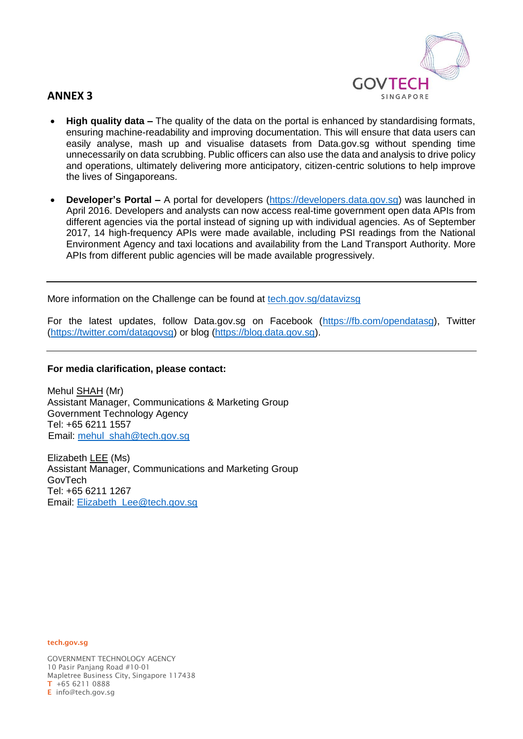## ANNEX 3

- **High quality data –** The quality of the data on the portal is enhanced by standardising formats, ensuring machine-readability and improving documentation. This will ensure that data users can easily analyse, mash up and visualise datasets from Data.gov.sg without spending time unnecessarily on data scrubbing. Public officers can also use the data and analysis to drive policy and operations, ultimately delivering more anticipatory, citizen-centric solutions to help improve the lives of Singaporeans.

- **Developer's Portal –** A portal for developers (https://developers.data.gov.sg) was launched in April 2016. Developers and analysts can now access real-time government open data APIs from different agencies via the portal instead of signing up with individual agencies. As of September 2017, 14 high-frequency APIs were made available, including PSI readings from the National Environment Agency and taxi locations and availability from the Land Transport Authority. More APIs from different public agencies will be made available progressively.

---

More information on the Challenge can be found at tech.gov.sg/datavizsg

For the latest updates, follow Data.gov.sg on Facebook (https://fb.com/opendatasg), Twitter (https://twitter.com/datagovsg) or blog (https://blog.data.gov.sg).

---

**For media clarification, please contact:**

Mehul SHAH (Mr)
Assistant Manager, Communications & Marketing Group
Government Technology Agency
Tel: +65 6211 1557
Email: mehul_shah@tech.gov.sg

Elizabeth LEE (Ms)
Assistant Manager, Communications and Marketing Group
GovTech
Tel: +65 6211 1267
Email: Elizabeth_Lee@tech.gov.sg

tech.gov.sg

GOVERNMENT TECHNOLOGY AGENCY
10 Pasir Panjang Road #10-01
Mapletree Business City, Singapore 117438
T +65 6211 0888
E info@tech.gov.sg